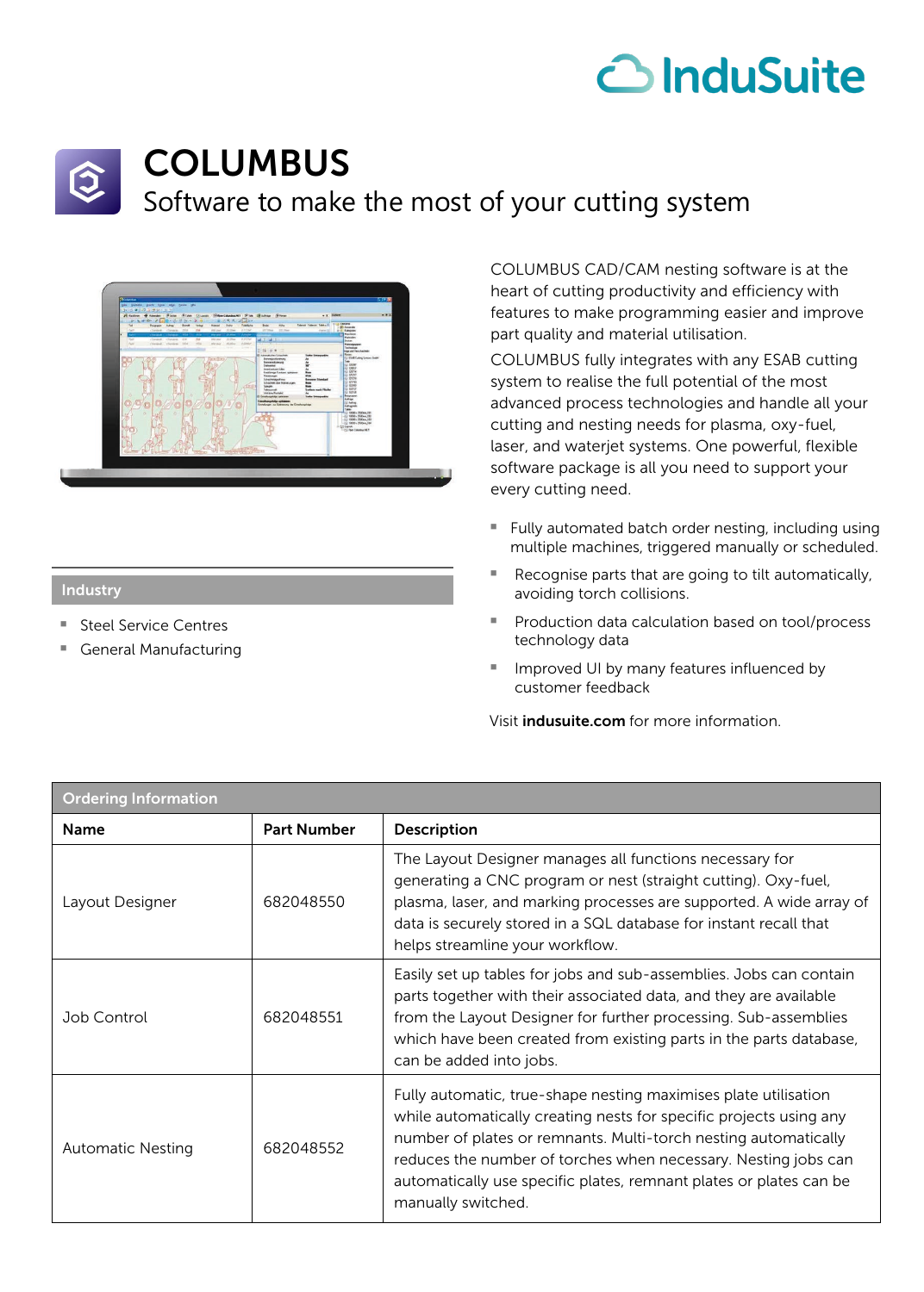# COLUMBUS

## Software to make the most of your cutting system

COLUMBUS CAD/CAM nesting software is at the heart of cutting productivity and efficiency with features to make programming easier and improve part quality and material utilisation.

COLUMBUS fully integrates with any ESAB cutting system to realise the full potential of the most advanced process technologies and handle all your cutting and nesting needs for plasma, oxy-fuel, laser, and waterjet systems. One powerful, flexible software package is all you need to support your every cutting need.

- Fully automated batch order nesting, including using multiple machines, triggered manually or scheduled.
- Recognise parts that are going to tilt automatically, avoiding torch collisions.
- Production data calculation based on tool/process technology data
- Improved UI by many features influenced by customer feedback

Visit **indusuite.com** for more information.

### Industry

- Steel Service Centres
- General Manufacturing

### Ordering Information

| Name | Part Number | Description |
|---|---|---|
| Layout Designer | 682048550 | The Layout Designer manages all functions necessary for generating a CNC program or nest (straight cutting). Oxy-fuel, plasma, laser, and marking processes are supported. A wide array of data is securely stored in a SQL database for instant recall that helps streamline your workflow. |
| Job Control | 682048551 | Easily set up tables for jobs and sub-assemblies. Jobs can contain parts together with their associated data, and they are available from the Layout Designer for further processing. Sub-assemblies which have been created from existing parts in the parts database, can be added into jobs. |
| Automatic Nesting | 682048552 | Fully automatic, true-shape nesting maximises plate utilisation while automatically creating nests for specific projects using any number of plates or remnants. Multi-torch nesting automatically reduces the number of torches when necessary. Nesting jobs can automatically use specific plates, remnant plates or plates can be manually switched. |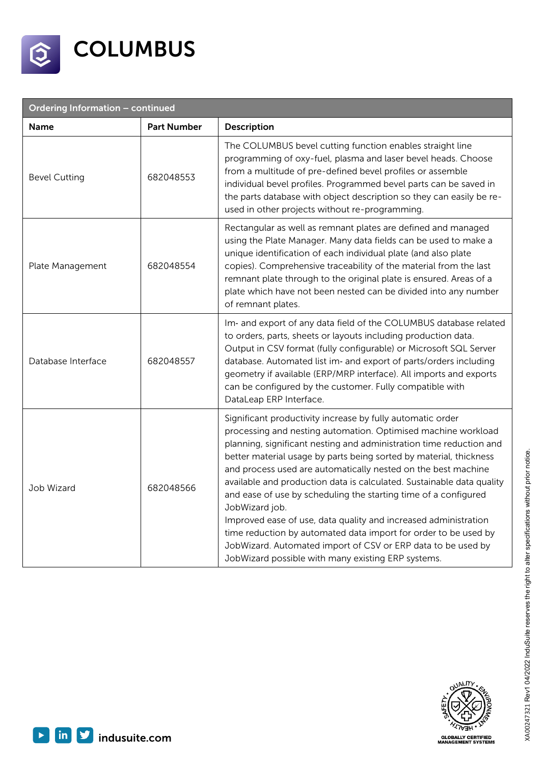# COLUMBUS

| Ordering Information – continued | | |
|---|---|---|
| **Name** | **Part Number** | **Description** |
| Bevel Cutting | 682048553 | The COLUMBUS bevel cutting function enables straight line programming of oxy-fuel, plasma and laser bevel heads. Choose from a multitude of pre-defined bevel profiles or assemble individual bevel profiles. Programmed bevel parts can be saved in the parts database with object description so they can easily be re-used in other projects without re-programming. |
| Plate Management | 682048554 | Rectangular as well as remnant plates are defined and managed using the Plate Manager. Many data fields can be used to make a unique identification of each individual plate (and also plate copies). Comprehensive traceability of the material from the last remnant plate through to the original plate is ensured. Areas of a plate which have not been nested can be divided into any number of remnant plates. |
| Database Interface | 682048557 | Im- and export of any data field of the COLUMBUS database related to orders, parts, sheets or layouts including production data. Output in CSV format (fully configurable) or Microsoft SQL Server database. Automated list im- and export of parts/orders including geometry if available (ERP/MRP interface). All imports and exports can be configured by the customer. Fully compatible with DataLeap ERP Interface. |
| Job Wizard | 682048566 | Significant productivity increase by fully automatic order processing and nesting automation. Optimised machine workload planning, significant nesting and administration time reduction and better material usage by parts being sorted by material, thickness and process used are automatically nested on the best machine available and production data is calculated. Sustainable data quality and ease of use by scheduling the starting time of a configured JobWizard job.<br>Improved ease of use, data quality and increased administration time reduction by automated data import for order to be used by JobWizard. Automated import of CSV or ERP data to be used by JobWizard possible with many existing ERP systems. |

indusuite.com

XA00247321 Rev1 04/2022 InduSuite reserves the right to alter specifications without prior notice.